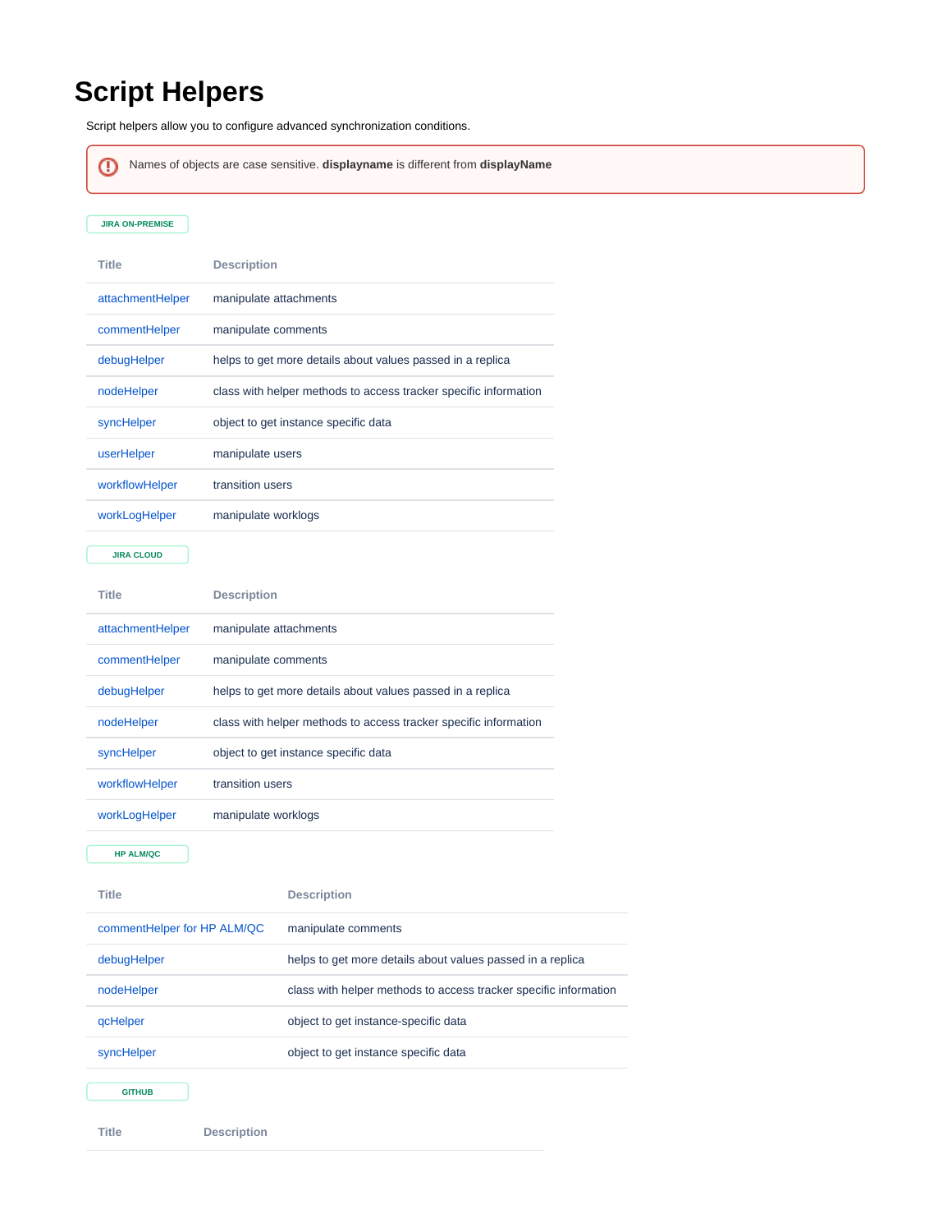# Script Helpers

Script helpers allow you to configure advanced synchronization conditions.

> Names of objects are case sensitive. **displayname** is different from **displayName**

**JIRA ON-PREMISE**

| Title | Description |
| --- | --- |
| attachmentHelper | manipulate attachments |
| commentHelper | manipulate comments |
| debugHelper | helps to get more details about values passed in a replica |
| nodeHelper | class with helper methods to access tracker specific information |
| syncHelper | object to get instance specific data |
| userHelper | manipulate users |
| workflowHelper | transition users |
| workLogHelper | manipulate worklogs |

**JIRA CLOUD**

| Title | Description |
| --- | --- |
| attachmentHelper | manipulate attachments |
| commentHelper | manipulate comments |
| debugHelper | helps to get more details about values passed in a replica |
| nodeHelper | class with helper methods to access tracker specific information |
| syncHelper | object to get instance specific data |
| workflowHelper | transition users |
| workLogHelper | manipulate worklogs |

**HP ALM/QC**

| Title | Description |
| --- | --- |
| commentHelper for HP ALM/QC | manipulate comments |
| debugHelper | helps to get more details about values passed in a replica |
| nodeHelper | class with helper methods to access tracker specific information |
| qcHelper | object to get instance-specific data |
| syncHelper | object to get instance specific data |

**GITHUB**

| Title | Description |
| --- | --- |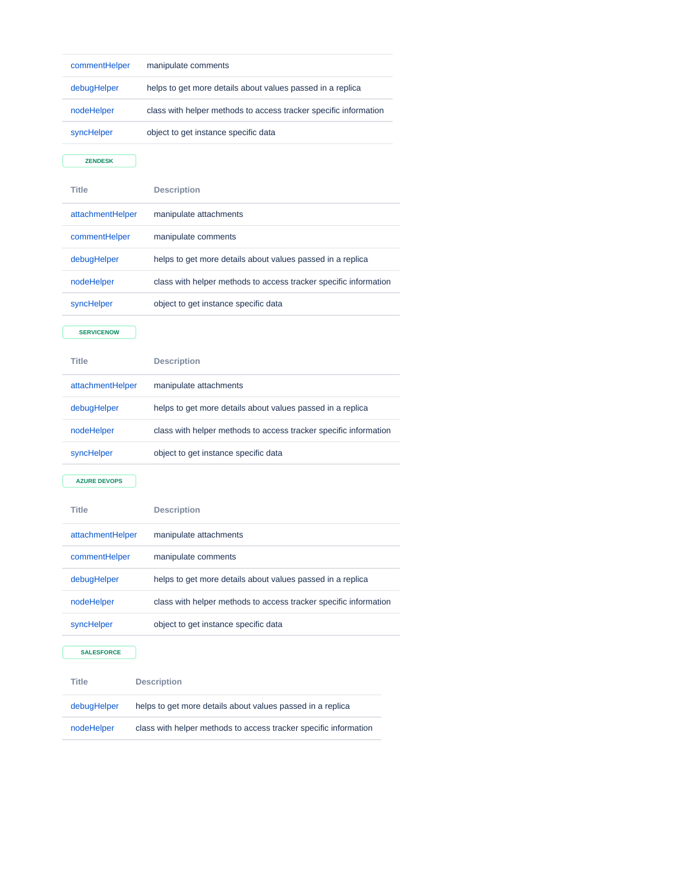| | |
|---|---|
| commentHelper | manipulate comments |
| debugHelper | helps to get more details about values passed in a replica |
| nodeHelper | class with helper methods to access tracker specific information |
| syncHelper | object to get instance specific data |

ZENDESK

| Title | Description |
|---|---|
| attachmentHelper | manipulate attachments |
| commentHelper | manipulate comments |
| debugHelper | helps to get more details about values passed in a replica |
| nodeHelper | class with helper methods to access tracker specific information |
| syncHelper | object to get instance specific data |

SERVICENOW

| Title | Description |
|---|---|
| attachmentHelper | manipulate attachments |
| debugHelper | helps to get more details about values passed in a replica |
| nodeHelper | class with helper methods to access tracker specific information |
| syncHelper | object to get instance specific data |

AZURE DEVOPS

| Title | Description |
|---|---|
| attachmentHelper | manipulate attachments |
| commentHelper | manipulate comments |
| debugHelper | helps to get more details about values passed in a replica |
| nodeHelper | class with helper methods to access tracker specific information |
| syncHelper | object to get instance specific data |

SALESFORCE

| Title | Description |
|---|---|
| debugHelper | helps to get more details about values passed in a replica |
| nodeHelper | class with helper methods to access tracker specific information |